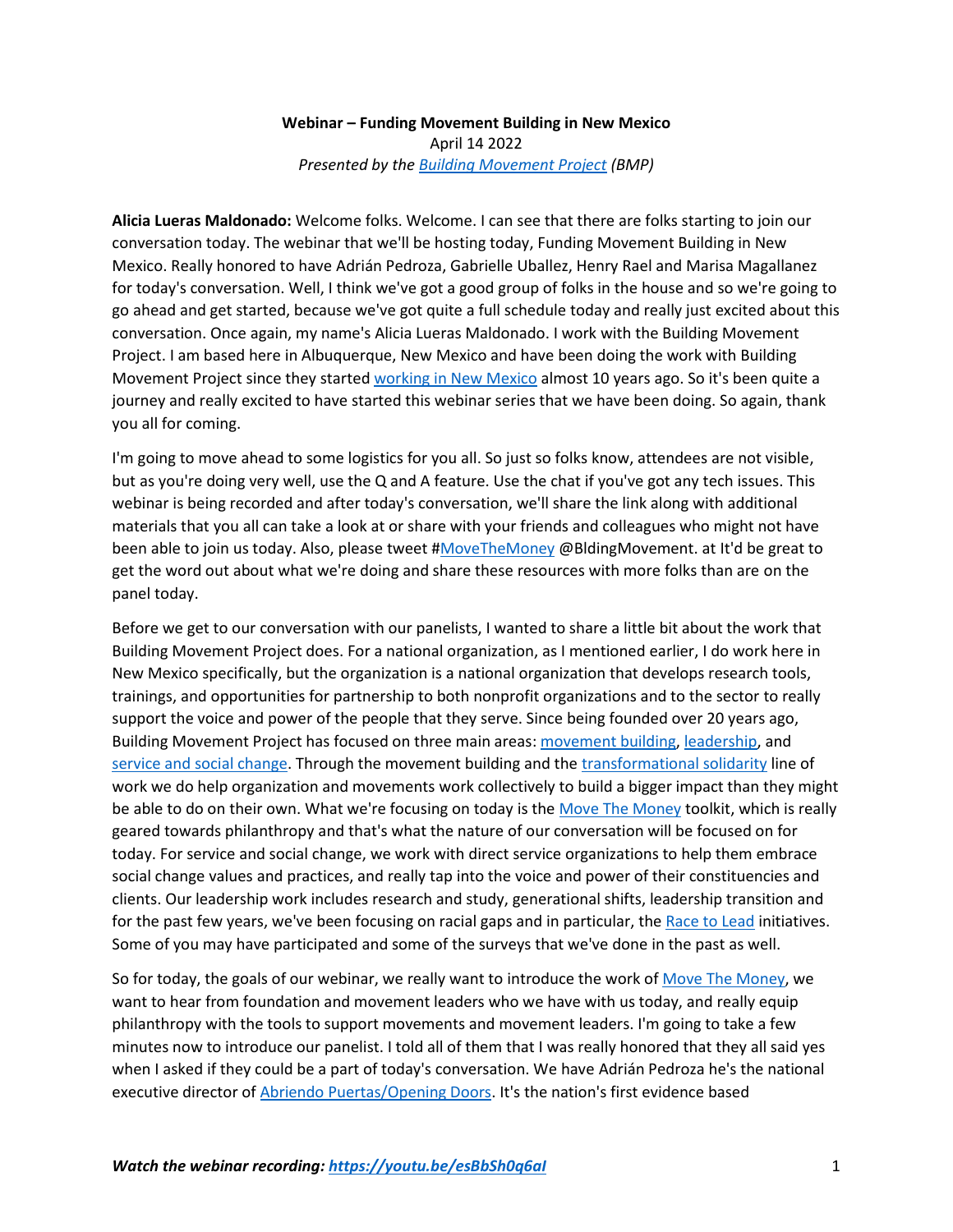**Webinar – Funding Movement Building in New Mexico**
April 14 2022
*Presented by the Building Movement Project (BMP)*

**Alicia Lueras Maldonado:** Welcome folks. Welcome. I can see that there are folks starting to join our conversation today. The webinar that we'll be hosting today, Funding Movement Building in New Mexico. Really honored to have Adrián Pedroza, Gabrielle Uballez, Henry Rael and Marisa Magallanez for today's conversation. Well, I think we've got a good group of folks in the house and so we're going to go ahead and get started, because we've got quite a full schedule today and really just excited about this conversation. Once again, my name's Alicia Lueras Maldonado. I work with the Building Movement Project. I am based here in Albuquerque, New Mexico and have been doing the work with Building Movement Project since they started working in New Mexico almost 10 years ago. So it's been quite a journey and really excited to have started this webinar series that we have been doing. So again, thank you all for coming.

I'm going to move ahead to some logistics for you all. So just so folks know, attendees are not visible, but as you're doing very well, use the Q and A feature. Use the chat if you've got any tech issues. This webinar is being recorded and after today's conversation, we'll share the link along with additional materials that you all can take a look at or share with your friends and colleagues who might not have been able to join us today. Also, please tweet #MoveTheMoney @BldingMovement. at It'd be great to get the word out about what we're doing and share these resources with more folks than are on the panel today.

Before we get to our conversation with our panelists, I wanted to share a little bit about the work that Building Movement Project does. For a national organization, as I mentioned earlier, I do work here in New Mexico specifically, but the organization is a national organization that develops research tools, trainings, and opportunities for partnership to both nonprofit organizations and to the sector to really support the voice and power of the people that they serve. Since being founded over 20 years ago, Building Movement Project has focused on three main areas: movement building, leadership, and service and social change. Through the movement building and the transformational solidarity line of work we do help organization and movements work collectively to build a bigger impact than they might be able to do on their own. What we're focusing on today is the Move The Money toolkit, which is really geared towards philanthropy and that's what the nature of our conversation will be focused on for today. For service and social change, we work with direct service organizations to help them embrace social change values and practices, and really tap into the voice and power of their constituencies and clients. Our leadership work includes research and study, generational shifts, leadership transition and for the past few years, we've been focusing on racial gaps and in particular, the Race to Lead initiatives. Some of you may have participated and some of the surveys that we've done in the past as well.

So for today, the goals of our webinar, we really want to introduce the work of Move The Money, we want to hear from foundation and movement leaders who we have with us today, and really equip philanthropy with the tools to support movements and movement leaders. I'm going to take a few minutes now to introduce our panelist. I told all of them that I was really honored that they all said yes when I asked if they could be a part of today's conversation. We have Adrián Pedroza he's the national executive director of Abriendo Puertas/Opening Doors. It's the nation's first evidence based

***Watch the webinar recording: https://youtu.be/esBbSh0q6aI***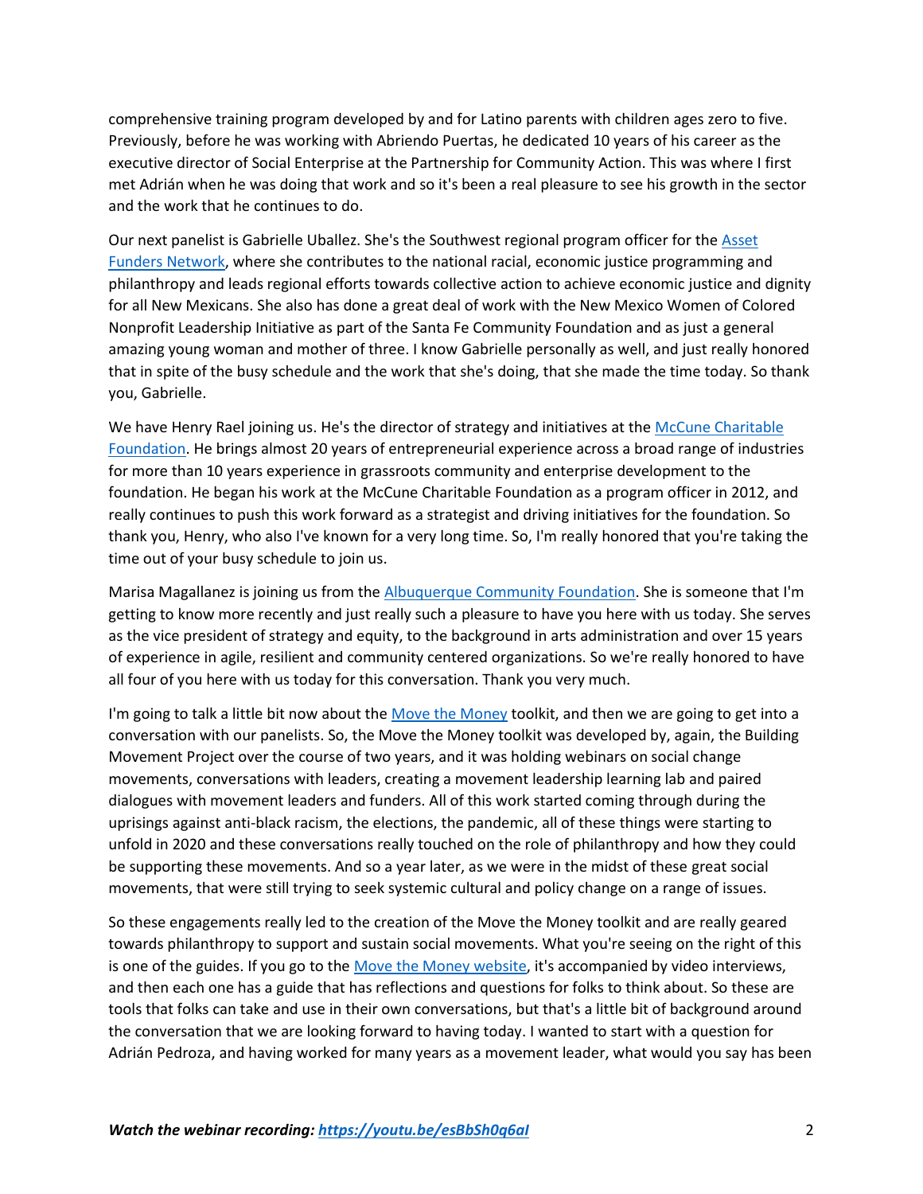comprehensive training program developed by and for Latino parents with children ages zero to five. Previously, before he was working with Abriendo Puertas, he dedicated 10 years of his career as the executive director of Social Enterprise at the Partnership for Community Action. This was where I first met Adrián when he was doing that work and so it's been a real pleasure to see his growth in the sector and the work that he continues to do.

Our next panelist is Gabrielle Uballez. She's the Southwest regional program officer for the [Asset Funders Network](), where she contributes to the national racial, economic justice programming and philanthropy and leads regional efforts towards collective action to achieve economic justice and dignity for all New Mexicans. She also has done a great deal of work with the New Mexico Women of Colored Nonprofit Leadership Initiative as part of the Santa Fe Community Foundation and as just a general amazing young woman and mother of three. I know Gabrielle personally as well, and just really honored that in spite of the busy schedule and the work that she's doing, that she made the time today. So thank you, Gabrielle.

We have Henry Rael joining us. He's the director of strategy and initiatives at the [McCune Charitable Foundation](). He brings almost 20 years of entrepreneurial experience across a broad range of industries for more than 10 years experience in grassroots community and enterprise development to the foundation. He began his work at the McCune Charitable Foundation as a program officer in 2012, and really continues to push this work forward as a strategist and driving initiatives for the foundation. So thank you, Henry, who also I've known for a very long time. So, I'm really honored that you're taking the time out of your busy schedule to join us.

Marisa Magallanez is joining us from the [Albuquerque Community Foundation](). She is someone that I'm getting to know more recently and just really such a pleasure to have you here with us today. She serves as the vice president of strategy and equity, to the background in arts administration and over 15 years of experience in agile, resilient and community centered organizations. So we're really honored to have all four of you here with us today for this conversation. Thank you very much.

I'm going to talk a little bit now about the [Move the Money]() toolkit, and then we are going to get into a conversation with our panelists. So, the Move the Money toolkit was developed by, again, the Building Movement Project over the course of two years, and it was holding webinars on social change movements, conversations with leaders, creating a movement leadership learning lab and paired dialogues with movement leaders and funders. All of this work started coming through during the uprisings against anti-black racism, the elections, the pandemic, all of these things were starting to unfold in 2020 and these conversations really touched on the role of philanthropy and how they could be supporting these movements. And so a year later, as we were in the midst of these great social movements, that were still trying to seek systemic cultural and policy change on a range of issues.

So these engagements really led to the creation of the Move the Money toolkit and are really geared towards philanthropy to support and sustain social movements. What you're seeing on the right of this is one of the guides. If you go to the [Move the Money website](), it's accompanied by video interviews, and then each one has a guide that has reflections and questions for folks to think about. So these are tools that folks can take and use in their own conversations, but that's a little bit of background around the conversation that we are looking forward to having today. I wanted to start with a question for Adrián Pedroza, and having worked for many years as a movement leader, what would you say has been

***Watch the webinar recording: [https://youtu.be/esBbSh0q6aI](https://youtu.be/esBbSh0q6aI)***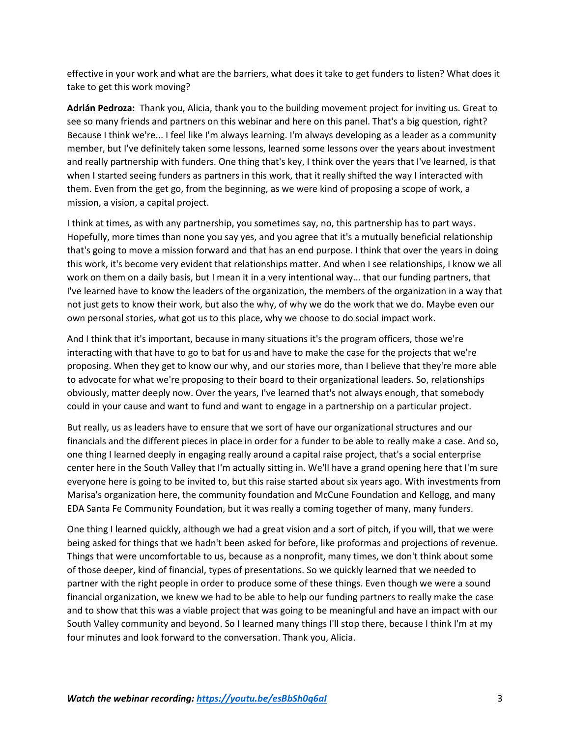effective in your work and what are the barriers, what does it take to get funders to listen? What does it take to get this work moving?

**Adrián Pedroza:** Thank you, Alicia, thank you to the building movement project for inviting us. Great to see so many friends and partners on this webinar and here on this panel. That's a big question, right? Because I think we're... I feel like I'm always learning. I'm always developing as a leader as a community member, but I've definitely taken some lessons, learned some lessons over the years about investment and really partnership with funders. One thing that's key, I think over the years that I've learned, is that when I started seeing funders as partners in this work, that it really shifted the way I interacted with them. Even from the get go, from the beginning, as we were kind of proposing a scope of work, a mission, a vision, a capital project.

I think at times, as with any partnership, you sometimes say, no, this partnership has to part ways. Hopefully, more times than none you say yes, and you agree that it's a mutually beneficial relationship that's going to move a mission forward and that has an end purpose. I think that over the years in doing this work, it's become very evident that relationships matter. And when I see relationships, I know we all work on them on a daily basis, but I mean it in a very intentional way... that our funding partners, that I've learned have to know the leaders of the organization, the members of the organization in a way that not just gets to know their work, but also the why, of why we do the work that we do. Maybe even our own personal stories, what got us to this place, why we choose to do social impact work.

And I think that it's important, because in many situations it's the program officers, those we're interacting with that have to go to bat for us and have to make the case for the projects that we're proposing. When they get to know our why, and our stories more, than I believe that they're more able to advocate for what we're proposing to their board to their organizational leaders. So, relationships obviously, matter deeply now. Over the years, I've learned that's not always enough, that somebody could in your cause and want to fund and want to engage in a partnership on a particular project.

But really, us as leaders have to ensure that we sort of have our organizational structures and our financials and the different pieces in place in order for a funder to be able to really make a case. And so, one thing I learned deeply in engaging really around a capital raise project, that's a social enterprise center here in the South Valley that I'm actually sitting in. We'll have a grand opening here that I'm sure everyone here is going to be invited to, but this raise started about six years ago. With investments from Marisa's organization here, the community foundation and McCune Foundation and Kellogg, and many EDA Santa Fe Community Foundation, but it was really a coming together of many, many funders.

One thing I learned quickly, although we had a great vision and a sort of pitch, if you will, that we were being asked for things that we hadn't been asked for before, like proformas and projections of revenue. Things that were uncomfortable to us, because as a nonprofit, many times, we don't think about some of those deeper, kind of financial, types of presentations. So we quickly learned that we needed to partner with the right people in order to produce some of these things. Even though we were a sound financial organization, we knew we had to be able to help our funding partners to really make the case and to show that this was a viable project that was going to be meaningful and have an impact with our South Valley community and beyond. So I learned many things I'll stop there, because I think I'm at my four minutes and look forward to the conversation. Thank you, Alicia.

***Watch the webinar recording: [https://youtu.be/esBbSh0q6aI](https://youtu.be/esBbSh0q6aI)***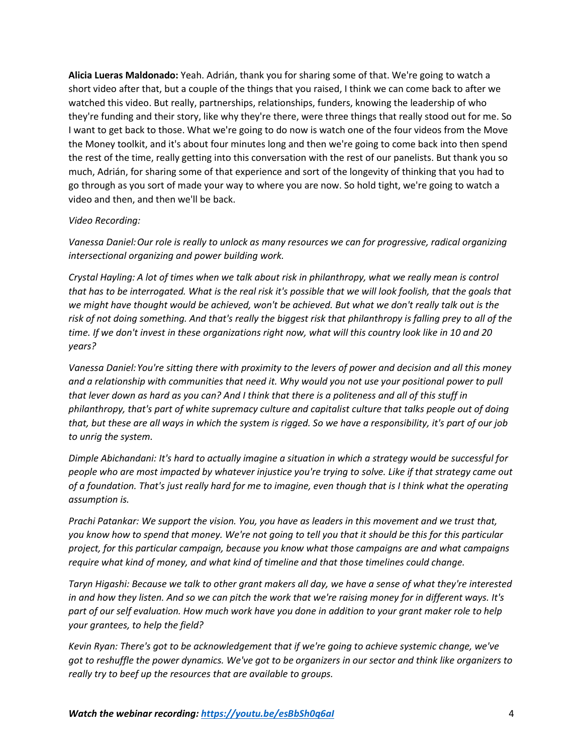**Alicia Lueras Maldonado:** Yeah. Adrián, thank you for sharing some of that. We're going to watch a short video after that, but a couple of the things that you raised, I think we can come back to after we watched this video. But really, partnerships, relationships, funders, knowing the leadership of who they're funding and their story, like why they're there, were three things that really stood out for me. So I want to get back to those. What we're going to do now is watch one of the four videos from the Move the Money toolkit, and it's about four minutes long and then we're going to come back into then spend the rest of the time, really getting into this conversation with the rest of our panelists. But thank you so much, Adrián, for sharing some of that experience and sort of the longevity of thinking that you had to go through as you sort of made your way to where you are now. So hold tight, we're going to watch a video and then, and then we'll be back.

*Video Recording:*

*Vanessa Daniel: Our role is really to unlock as many resources we can for progressive, radical organizing intersectional organizing and power building work.*

*Crystal Hayling: A lot of times when we talk about risk in philanthropy, what we really mean is control that has to be interrogated. What is the real risk it's possible that we will look foolish, that the goals that we might have thought would be achieved, won't be achieved. But what we don't really talk out is the risk of not doing something. And that's really the biggest risk that philanthropy is falling prey to all of the time. If we don't invest in these organizations right now, what will this country look like in 10 and 20 years?*

*Vanessa Daniel: You're sitting there with proximity to the levers of power and decision and all this money and a relationship with communities that need it. Why would you not use your positional power to pull that lever down as hard as you can? And I think that there is a politeness and all of this stuff in philanthropy, that's part of white supremacy culture and capitalist culture that talks people out of doing that, but these are all ways in which the system is rigged. So we have a responsibility, it's part of our job to unrig the system.*

*Dimple Abichandani: It's hard to actually imagine a situation in which a strategy would be successful for people who are most impacted by whatever injustice you're trying to solve. Like if that strategy came out of a foundation. That's just really hard for me to imagine, even though that is I think what the operating assumption is.*

*Prachi Patankar: We support the vision. You, you have as leaders in this movement and we trust that, you know how to spend that money. We're not going to tell you that it should be this for this particular project, for this particular campaign, because you know what those campaigns are and what campaigns require what kind of money, and what kind of timeline and that those timelines could change.*

*Taryn Higashi: Because we talk to other grant makers all day, we have a sense of what they're interested in and how they listen. And so we can pitch the work that we're raising money for in different ways. It's part of our self evaluation. How much work have you done in addition to your grant maker role to help your grantees, to help the field?*

*Kevin Ryan: There's got to be acknowledgement that if we're going to achieve systemic change, we've got to reshuffle the power dynamics. We've got to be organizers in our sector and think like organizers to really try to beef up the resources that are available to groups.*

***Watch the webinar recording: [https://youtu.be/esBbSh0q6aI](https://youtu.be/esBbSh0q6aI)***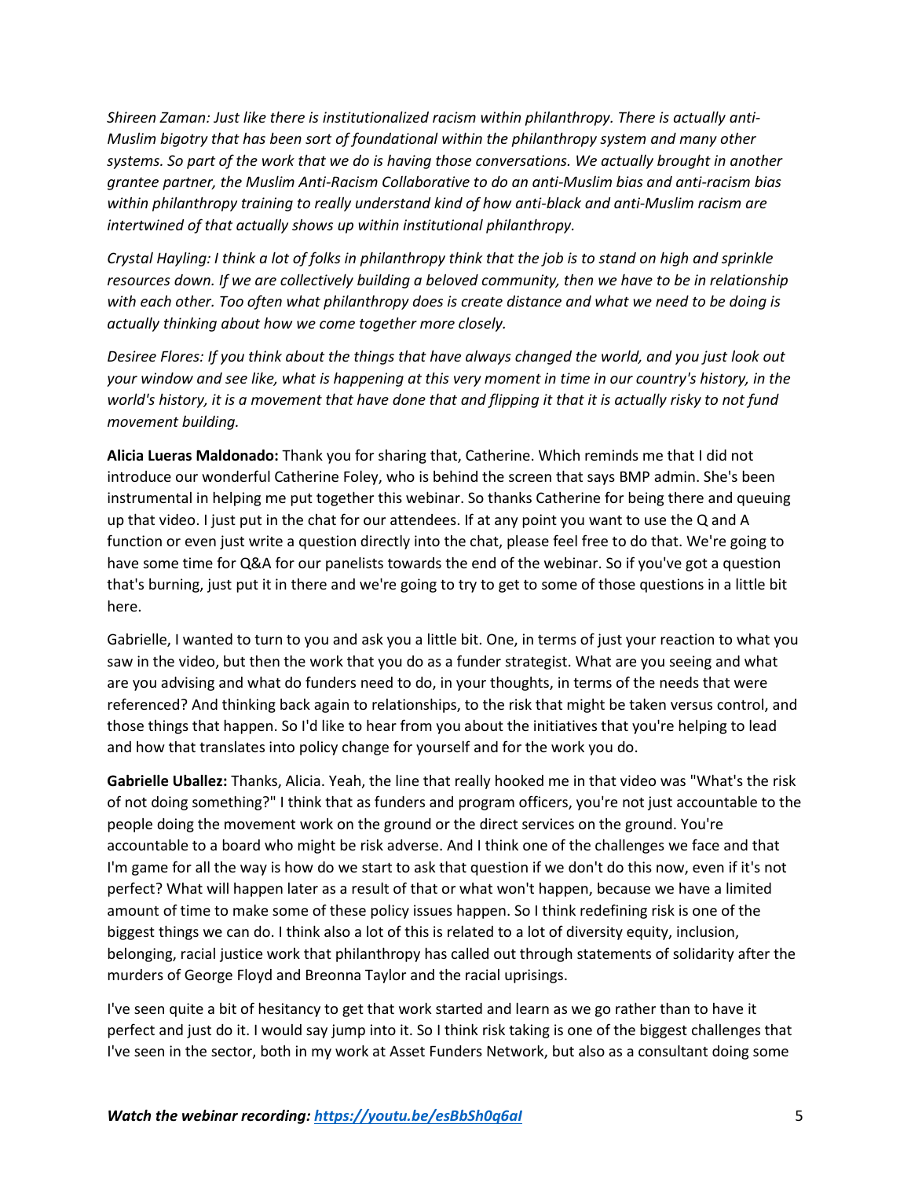*Shireen Zaman: Just like there is institutionalized racism within philanthropy. There is actually anti-Muslim bigotry that has been sort of foundational within the philanthropy system and many other systems. So part of the work that we do is having those conversations. We actually brought in another grantee partner, the Muslim Anti-Racism Collaborative to do an anti-Muslim bias and anti-racism bias within philanthropy training to really understand kind of how anti-black and anti-Muslim racism are intertwined of that actually shows up within institutional philanthropy.*

*Crystal Hayling: I think a lot of folks in philanthropy think that the job is to stand on high and sprinkle resources down. If we are collectively building a beloved community, then we have to be in relationship with each other. Too often what philanthropy does is create distance and what we need to be doing is actually thinking about how we come together more closely.*

*Desiree Flores: If you think about the things that have always changed the world, and you just look out your window and see like, what is happening at this very moment in time in our country's history, in the world's history, it is a movement that have done that and flipping it that it is actually risky to not fund movement building.*

**Alicia Lueras Maldonado:** Thank you for sharing that, Catherine. Which reminds me that I did not introduce our wonderful Catherine Foley, who is behind the screen that says BMP admin. She's been instrumental in helping me put together this webinar. So thanks Catherine for being there and queuing up that video. I just put in the chat for our attendees. If at any point you want to use the Q and A function or even just write a question directly into the chat, please feel free to do that. We're going to have some time for Q&A for our panelists towards the end of the webinar. So if you've got a question that's burning, just put it in there and we're going to try to get to some of those questions in a little bit here.

Gabrielle, I wanted to turn to you and ask you a little bit. One, in terms of just your reaction to what you saw in the video, but then the work that you do as a funder strategist. What are you seeing and what are you advising and what do funders need to do, in your thoughts, in terms of the needs that were referenced? And thinking back again to relationships, to the risk that might be taken versus control, and those things that happen. So I'd like to hear from you about the initiatives that you're helping to lead and how that translates into policy change for yourself and for the work you do.

**Gabrielle Uballez:** Thanks, Alicia. Yeah, the line that really hooked me in that video was "What's the risk of not doing something?" I think that as funders and program officers, you're not just accountable to the people doing the movement work on the ground or the direct services on the ground. You're accountable to a board who might be risk adverse. And I think one of the challenges we face and that I'm game for all the way is how do we start to ask that question if we don't do this now, even if it's not perfect? What will happen later as a result of that or what won't happen, because we have a limited amount of time to make some of these policy issues happen. So I think redefining risk is one of the biggest things we can do. I think also a lot of this is related to a lot of diversity equity, inclusion, belonging, racial justice work that philanthropy has called out through statements of solidarity after the murders of George Floyd and Breonna Taylor and the racial uprisings.

I've seen quite a bit of hesitancy to get that work started and learn as we go rather than to have it perfect and just do it. I would say jump into it. So I think risk taking is one of the biggest challenges that I've seen in the sector, both in my work at Asset Funders Network, but also as a consultant doing some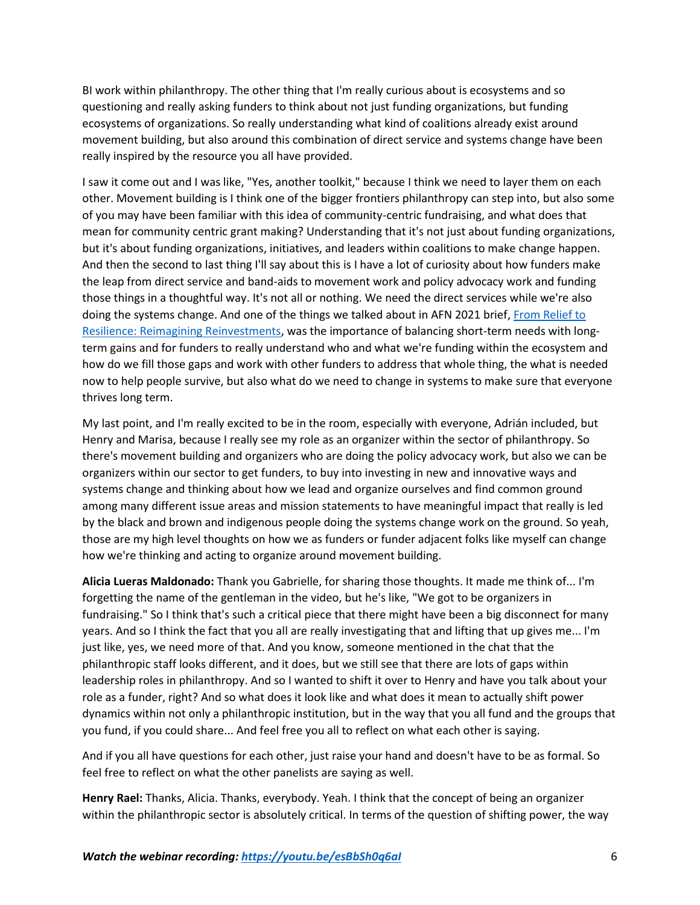BI work within philanthropy. The other thing that I'm really curious about is ecosystems and so questioning and really asking funders to think about not just funding organizations, but funding ecosystems of organizations. So really understanding what kind of coalitions already exist around movement building, but also around this combination of direct service and systems change have been really inspired by the resource you all have provided.

I saw it come out and I was like, "Yes, another toolkit," because I think we need to layer them on each other. Movement building is I think one of the bigger frontiers philanthropy can step into, but also some of you may have been familiar with this idea of community-centric fundraising, and what does that mean for community centric grant making? Understanding that it's not just about funding organizations, but it's about funding organizations, initiatives, and leaders within coalitions to make change happen. And then the second to last thing I'll say about this is I have a lot of curiosity about how funders make the leap from direct service and band-aids to movement work and policy advocacy work and funding those things in a thoughtful way. It's not all or nothing. We need the direct services while we're also doing the systems change. And one of the things we talked about in AFN 2021 brief, [From Relief to Resilience: Reimagining Reinvestments](), was the importance of balancing short-term needs with long-term gains and for funders to really understand who and what we're funding within the ecosystem and how do we fill those gaps and work with other funders to address that whole thing, the what is needed now to help people survive, but also what do we need to change in systems to make sure that everyone thrives long term.

My last point, and I'm really excited to be in the room, especially with everyone, Adrián included, but Henry and Marisa, because I really see my role as an organizer within the sector of philanthropy. So there's movement building and organizers who are doing the policy advocacy work, but also we can be organizers within our sector to get funders, to buy into investing in new and innovative ways and systems change and thinking about how we lead and organize ourselves and find common ground among many different issue areas and mission statements to have meaningful impact that really is led by the black and brown and indigenous people doing the systems change work on the ground. So yeah, those are my high level thoughts on how we as funders or funder adjacent folks like myself can change how we're thinking and acting to organize around movement building.

**Alicia Lueras Maldonado:** Thank you Gabrielle, for sharing those thoughts. It made me think of... I'm forgetting the name of the gentleman in the video, but he's like, "We got to be organizers in fundraising." So I think that's such a critical piece that there might have been a big disconnect for many years. And so I think the fact that you all are really investigating that and lifting that up gives me... I'm just like, yes, we need more of that. And you know, someone mentioned in the chat that the philanthropic staff looks different, and it does, but we still see that there are lots of gaps within leadership roles in philanthropy. And so I wanted to shift it over to Henry and have you talk about your role as a funder, right? And so what does it look like and what does it mean to actually shift power dynamics within not only a philanthropic institution, but in the way that you all fund and the groups that you fund, if you could share... And feel free you all to reflect on what each other is saying.

And if you all have questions for each other, just raise your hand and doesn't have to be as formal. So feel free to reflect on what the other panelists are saying as well.

**Henry Rael:** Thanks, Alicia. Thanks, everybody. Yeah. I think that the concept of being an organizer within the philanthropic sector is absolutely critical. In terms of the question of shifting power, the way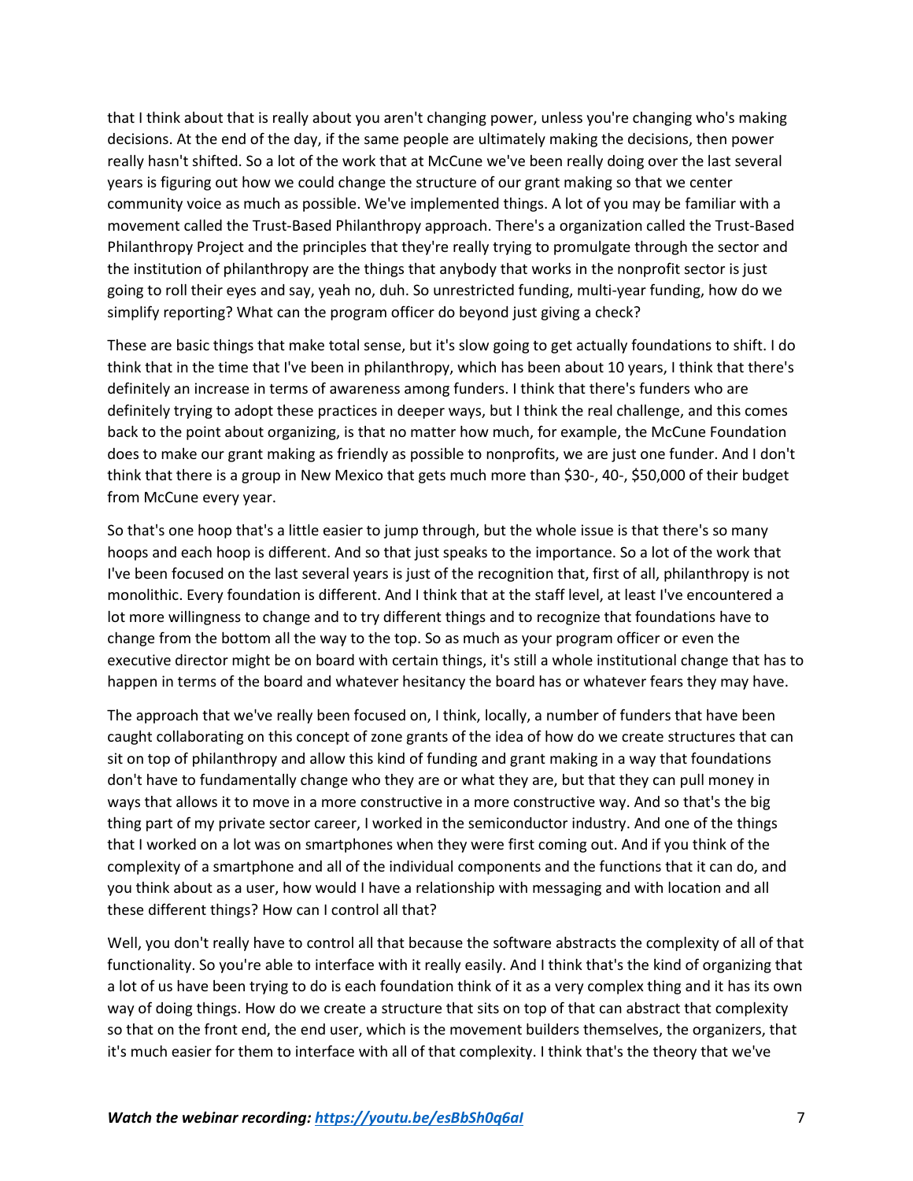that I think about that is really about you aren't changing power, unless you're changing who's making decisions. At the end of the day, if the same people are ultimately making the decisions, then power really hasn't shifted. So a lot of the work that at McCune we've been really doing over the last several years is figuring out how we could change the structure of our grant making so that we center community voice as much as possible. We've implemented things. A lot of you may be familiar with a movement called the Trust-Based Philanthropy approach. There's a organization called the Trust-Based Philanthropy Project and the principles that they're really trying to promulgate through the sector and the institution of philanthropy are the things that anybody that works in the nonprofit sector is just going to roll their eyes and say, yeah no, duh. So unrestricted funding, multi-year funding, how do we simplify reporting? What can the program officer do beyond just giving a check?

These are basic things that make total sense, but it's slow going to get actually foundations to shift. I do think that in the time that I've been in philanthropy, which has been about 10 years, I think that there's definitely an increase in terms of awareness among funders. I think that there's funders who are definitely trying to adopt these practices in deeper ways, but I think the real challenge, and this comes back to the point about organizing, is that no matter how much, for example, the McCune Foundation does to make our grant making as friendly as possible to nonprofits, we are just one funder. And I don't think that there is a group in New Mexico that gets much more than $30-, 40-, $50,000 of their budget from McCune every year.

So that's one hoop that's a little easier to jump through, but the whole issue is that there's so many hoops and each hoop is different. And so that just speaks to the importance. So a lot of the work that I've been focused on the last several years is just of the recognition that, first of all, philanthropy is not monolithic. Every foundation is different. And I think that at the staff level, at least I've encountered a lot more willingness to change and to try different things and to recognize that foundations have to change from the bottom all the way to the top. So as much as your program officer or even the executive director might be on board with certain things, it's still a whole institutional change that has to happen in terms of the board and whatever hesitancy the board has or whatever fears they may have.

The approach that we've really been focused on, I think, locally, a number of funders that have been caught collaborating on this concept of zone grants of the idea of how do we create structures that can sit on top of philanthropy and allow this kind of funding and grant making in a way that foundations don't have to fundamentally change who they are or what they are, but that they can pull money in ways that allows it to move in a more constructive in a more constructive way. And so that's the big thing part of my private sector career, I worked in the semiconductor industry. And one of the things that I worked on a lot was on smartphones when they were first coming out. And if you think of the complexity of a smartphone and all of the individual components and the functions that it can do, and you think about as a user, how would I have a relationship with messaging and with location and all these different things? How can I control all that?

Well, you don't really have to control all that because the software abstracts the complexity of all of that functionality. So you're able to interface with it really easily. And I think that's the kind of organizing that a lot of us have been trying to do is each foundation think of it as a very complex thing and it has its own way of doing things. How do we create a structure that sits on top of that can abstract that complexity so that on the front end, the end user, which is the movement builders themselves, the organizers, that it's much easier for them to interface with all of that complexity. I think that's the theory that we've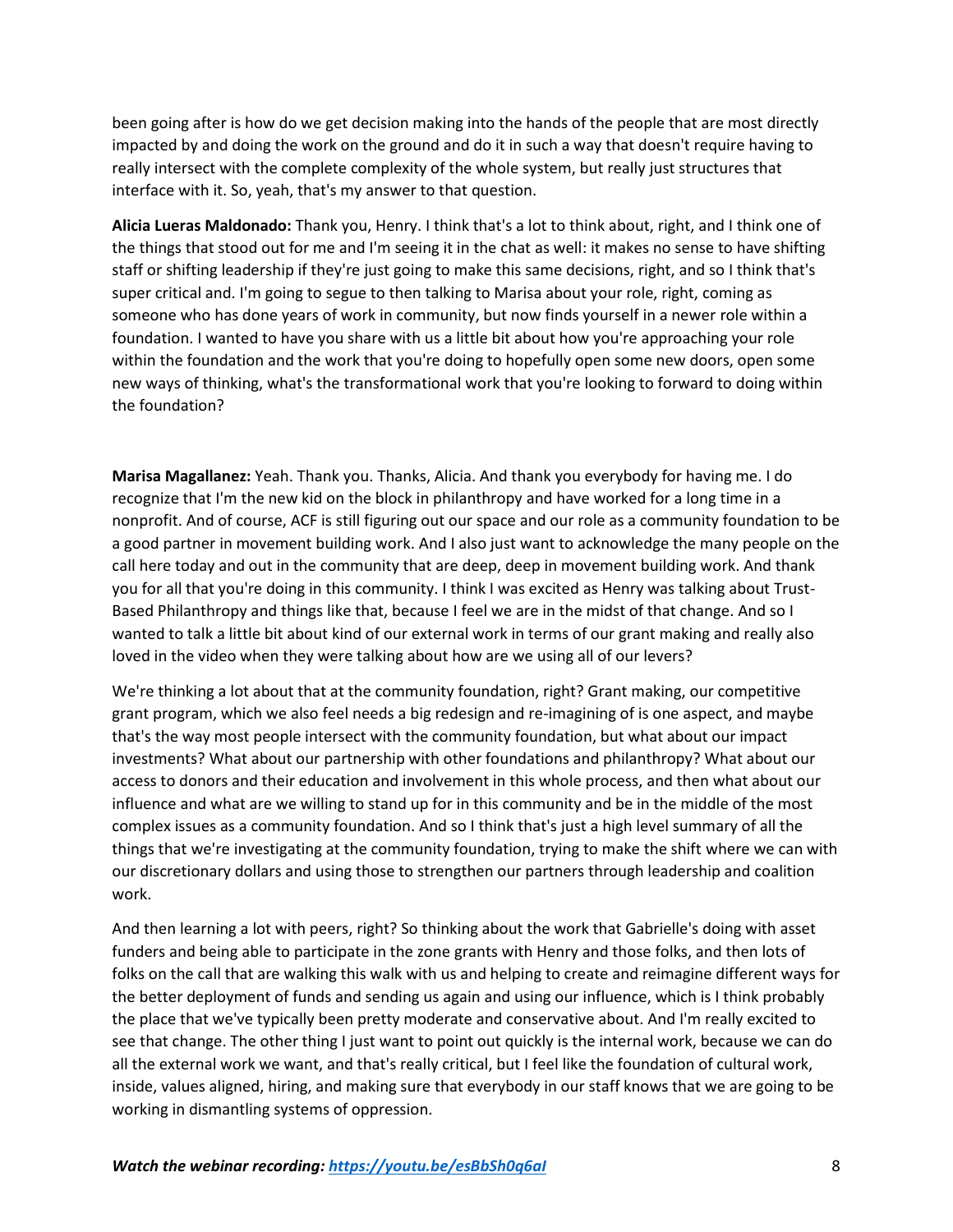been going after is how do we get decision making into the hands of the people that are most directly impacted by and doing the work on the ground and do it in such a way that doesn't require having to really intersect with the complete complexity of the whole system, but really just structures that interface with it. So, yeah, that's my answer to that question.

**Alicia Lueras Maldonado:** Thank you, Henry. I think that's a lot to think about, right, and I think one of the things that stood out for me and I'm seeing it in the chat as well: it makes no sense to have shifting staff or shifting leadership if they're just going to make this same decisions, right, and so I think that's super critical and. I'm going to segue to then talking to Marisa about your role, right, coming as someone who has done years of work in community, but now finds yourself in a newer role within a foundation. I wanted to have you share with us a little bit about how you're approaching your role within the foundation and the work that you're doing to hopefully open some new doors, open some new ways of thinking, what's the transformational work that you're looking to forward to doing within the foundation?

**Marisa Magallanez:** Yeah. Thank you. Thanks, Alicia. And thank you everybody for having me. I do recognize that I'm the new kid on the block in philanthropy and have worked for a long time in a nonprofit. And of course, ACF is still figuring out our space and our role as a community foundation to be a good partner in movement building work. And I also just want to acknowledge the many people on the call here today and out in the community that are deep, deep in movement building work. And thank you for all that you're doing in this community. I think I was excited as Henry was talking about Trust-Based Philanthropy and things like that, because I feel we are in the midst of that change. And so I wanted to talk a little bit about kind of our external work in terms of our grant making and really also loved in the video when they were talking about how are we using all of our levers?

We're thinking a lot about that at the community foundation, right? Grant making, our competitive grant program, which we also feel needs a big redesign and re-imagining of is one aspect, and maybe that's the way most people intersect with the community foundation, but what about our impact investments? What about our partnership with other foundations and philanthropy? What about our access to donors and their education and involvement in this whole process, and then what about our influence and what are we willing to stand up for in this community and be in the middle of the most complex issues as a community foundation. And so I think that's just a high level summary of all the things that we're investigating at the community foundation, trying to make the shift where we can with our discretionary dollars and using those to strengthen our partners through leadership and coalition work.

And then learning a lot with peers, right? So thinking about the work that Gabrielle's doing with asset funders and being able to participate in the zone grants with Henry and those folks, and then lots of folks on the call that are walking this walk with us and helping to create and reimagine different ways for the better deployment of funds and sending us again and using our influence, which is I think probably the place that we've typically been pretty moderate and conservative about. And I'm really excited to see that change. The other thing I just want to point out quickly is the internal work, because we can do all the external work we want, and that's really critical, but I feel like the foundation of cultural work, inside, values aligned, hiring, and making sure that everybody in our staff knows that we are going to be working in dismantling systems of oppression.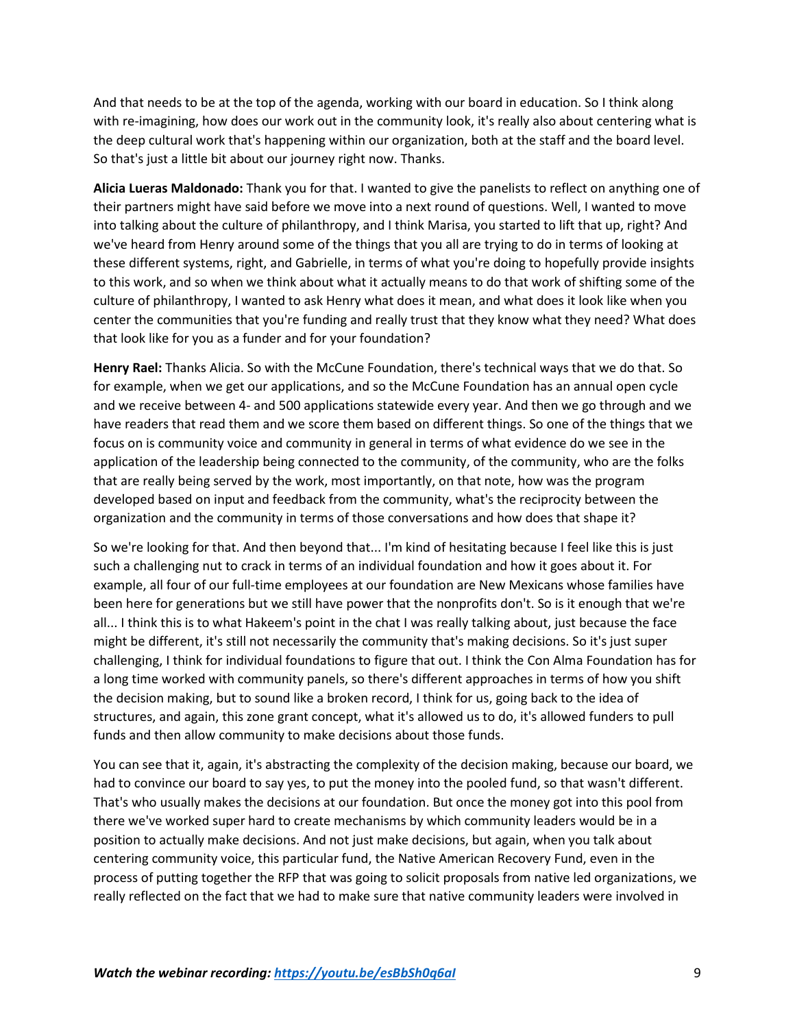And that needs to be at the top of the agenda, working with our board in education. So I think along with re-imagining, how does our work out in the community look, it's really also about centering what is the deep cultural work that's happening within our organization, both at the staff and the board level. So that's just a little bit about our journey right now. Thanks.

**Alicia Lueras Maldonado:** Thank you for that. I wanted to give the panelists to reflect on anything one of their partners might have said before we move into a next round of questions. Well, I wanted to move into talking about the culture of philanthropy, and I think Marisa, you started to lift that up, right? And we've heard from Henry around some of the things that you all are trying to do in terms of looking at these different systems, right, and Gabrielle, in terms of what you're doing to hopefully provide insights to this work, and so when we think about what it actually means to do that work of shifting some of the culture of philanthropy, I wanted to ask Henry what does it mean, and what does it look like when you center the communities that you're funding and really trust that they know what they need? What does that look like for you as a funder and for your foundation?

**Henry Rael:** Thanks Alicia. So with the McCune Foundation, there's technical ways that we do that. So for example, when we get our applications, and so the McCune Foundation has an annual open cycle and we receive between 4- and 500 applications statewide every year. And then we go through and we have readers that read them and we score them based on different things. So one of the things that we focus on is community voice and community in general in terms of what evidence do we see in the application of the leadership being connected to the community, of the community, who are the folks that are really being served by the work, most importantly, on that note, how was the program developed based on input and feedback from the community, what's the reciprocity between the organization and the community in terms of those conversations and how does that shape it?

So we're looking for that. And then beyond that... I'm kind of hesitating because I feel like this is just such a challenging nut to crack in terms of an individual foundation and how it goes about it. For example, all four of our full-time employees at our foundation are New Mexicans whose families have been here for generations but we still have power that the nonprofits don't. So is it enough that we're all... I think this is to what Hakeem's point in the chat I was really talking about, just because the face might be different, it's still not necessarily the community that's making decisions. So it's just super challenging, I think for individual foundations to figure that out. I think the Con Alma Foundation has for a long time worked with community panels, so there's different approaches in terms of how you shift the decision making, but to sound like a broken record, I think for us, going back to the idea of structures, and again, this zone grant concept, what it's allowed us to do, it's allowed funders to pull funds and then allow community to make decisions about those funds.

You can see that it, again, it's abstracting the complexity of the decision making, because our board, we had to convince our board to say yes, to put the money into the pooled fund, so that wasn't different. That's who usually makes the decisions at our foundation. But once the money got into this pool from there we've worked super hard to create mechanisms by which community leaders would be in a position to actually make decisions. And not just make decisions, but again, when you talk about centering community voice, this particular fund, the Native American Recovery Fund, even in the process of putting together the RFP that was going to solicit proposals from native led organizations, we really reflected on the fact that we had to make sure that native community leaders were involved in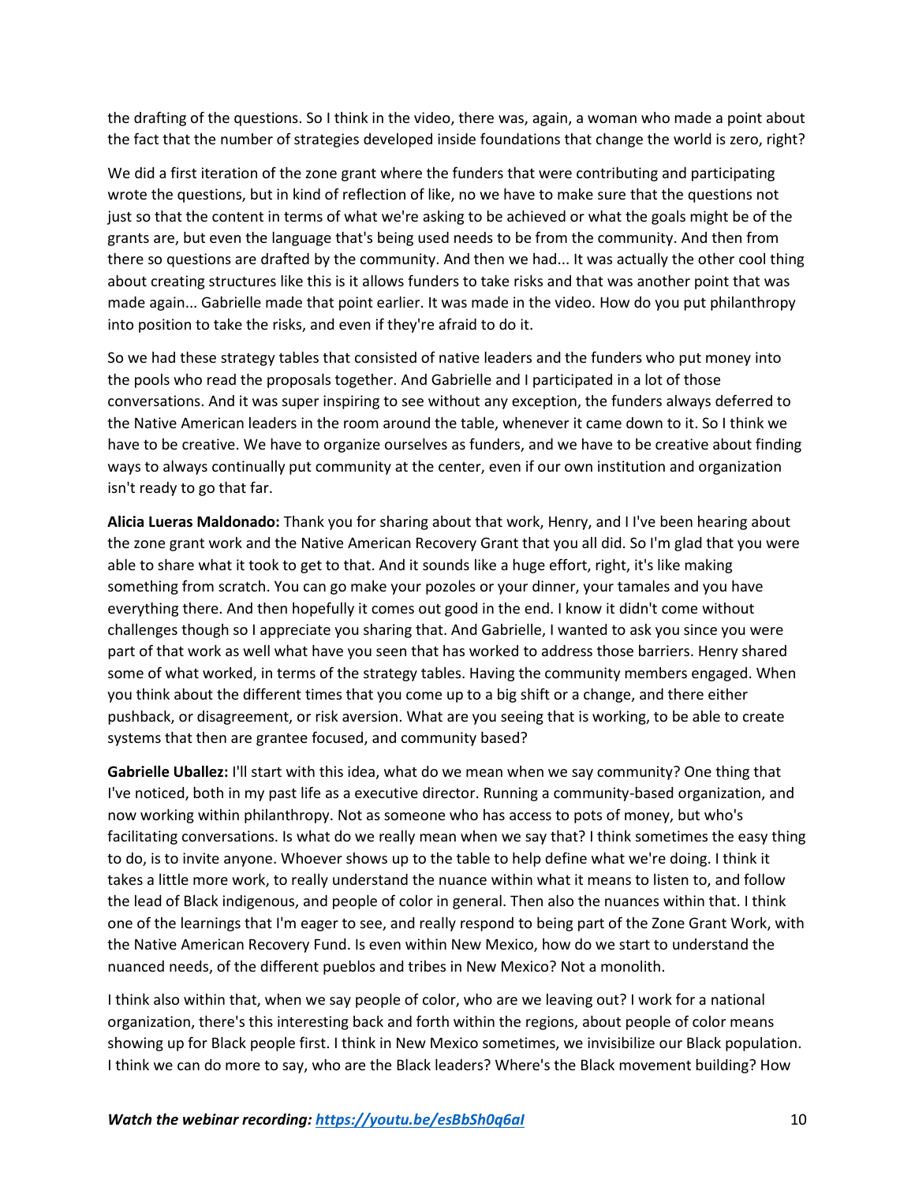the drafting of the questions. So I think in the video, there was, again, a woman who made a point about the fact that the number of strategies developed inside foundations that change the world is zero, right?

We did a first iteration of the zone grant where the funders that were contributing and participating wrote the questions, but in kind of reflection of like, no we have to make sure that the questions not just so that the content in terms of what we're asking to be achieved or what the goals might be of the grants are, but even the language that's being used needs to be from the community. And then from there so questions are drafted by the community. And then we had... It was actually the other cool thing about creating structures like this is it allows funders to take risks and that was another point that was made again... Gabrielle made that point earlier. It was made in the video. How do you put philanthropy into position to take the risks, and even if they're afraid to do it.

So we had these strategy tables that consisted of native leaders and the funders who put money into the pools who read the proposals together. And Gabrielle and I participated in a lot of those conversations. And it was super inspiring to see without any exception, the funders always deferred to the Native American leaders in the room around the table, whenever it came down to it. So I think we have to be creative. We have to organize ourselves as funders, and we have to be creative about finding ways to always continually put community at the center, even if our own institution and organization isn't ready to go that far.

**Alicia Lueras Maldonado:** Thank you for sharing about that work, Henry, and I I've been hearing about the zone grant work and the Native American Recovery Grant that you all did. So I'm glad that you were able to share what it took to get to that. And it sounds like a huge effort, right, it's like making something from scratch. You can go make your pozoles or your dinner, your tamales and you have everything there. And then hopefully it comes out good in the end. I know it didn't come without challenges though so I appreciate you sharing that. And Gabrielle, I wanted to ask you since you were part of that work as well what have you seen that has worked to address those barriers. Henry shared some of what worked, in terms of the strategy tables. Having the community members engaged. When you think about the different times that you come up to a big shift or a change, and there either pushback, or disagreement, or risk aversion. What are you seeing that is working, to be able to create systems that then are grantee focused, and community based?

**Gabrielle Uballez:** I'll start with this idea, what do we mean when we say community? One thing that I've noticed, both in my past life as a executive director. Running a community-based organization, and now working within philanthropy. Not as someone who has access to pots of money, but who's facilitating conversations. Is what do we really mean when we say that? I think sometimes the easy thing to do, is to invite anyone. Whoever shows up to the table to help define what we're doing. I think it takes a little more work, to really understand the nuance within what it means to listen to, and follow the lead of Black indigenous, and people of color in general. Then also the nuances within that. I think one of the learnings that I'm eager to see, and really respond to being part of the Zone Grant Work, with the Native American Recovery Fund. Is even within New Mexico, how do we start to understand the nuanced needs, of the different pueblos and tribes in New Mexico? Not a monolith.

I think also within that, when we say people of color, who are we leaving out? I work for a national organization, there's this interesting back and forth within the regions, about people of color means showing up for Black people first. I think in New Mexico sometimes, we invisibilize our Black population. I think we can do more to say, who are the Black leaders? Where's the Black movement building? How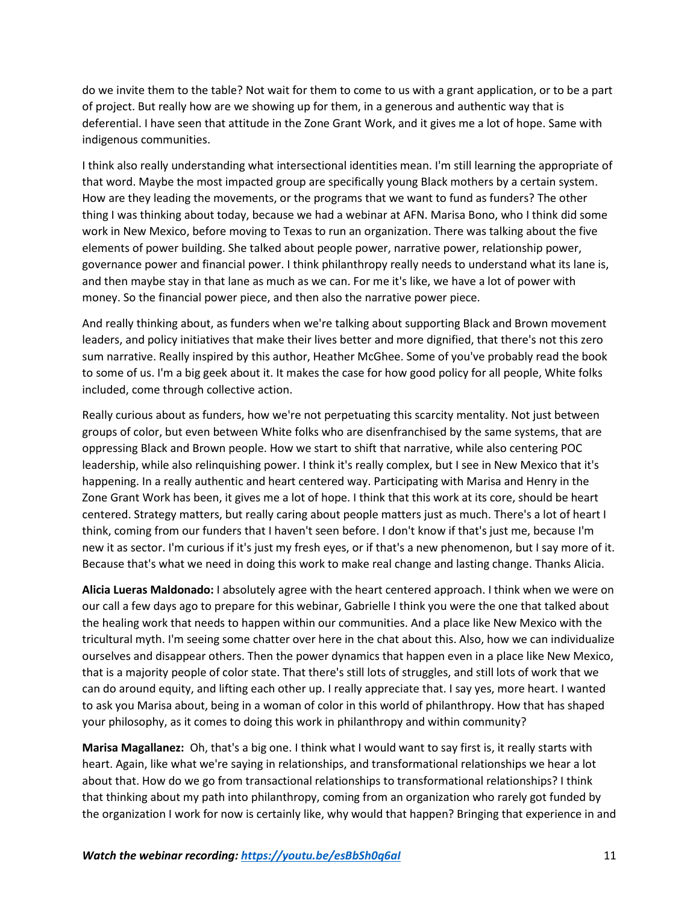do we invite them to the table? Not wait for them to come to us with a grant application, or to be a part of project. But really how are we showing up for them, in a generous and authentic way that is deferential. I have seen that attitude in the Zone Grant Work, and it gives me a lot of hope. Same with indigenous communities.

I think also really understanding what intersectional identities mean. I'm still learning the appropriate of that word. Maybe the most impacted group are specifically young Black mothers by a certain system. How are they leading the movements, or the programs that we want to fund as funders? The other thing I was thinking about today, because we had a webinar at AFN. Marisa Bono, who I think did some work in New Mexico, before moving to Texas to run an organization. There was talking about the five elements of power building. She talked about people power, narrative power, relationship power, governance power and financial power. I think philanthropy really needs to understand what its lane is, and then maybe stay in that lane as much as we can. For me it's like, we have a lot of power with money. So the financial power piece, and then also the narrative power piece.

And really thinking about, as funders when we're talking about supporting Black and Brown movement leaders, and policy initiatives that make their lives better and more dignified, that there's not this zero sum narrative. Really inspired by this author, Heather McGhee. Some of you've probably read the book to some of us. I'm a big geek about it. It makes the case for how good policy for all people, White folks included, come through collective action.

Really curious about as funders, how we're not perpetuating this scarcity mentality. Not just between groups of color, but even between White folks who are disenfranchised by the same systems, that are oppressing Black and Brown people. How we start to shift that narrative, while also centering POC leadership, while also relinquishing power. I think it's really complex, but I see in New Mexico that it's happening. In a really authentic and heart centered way. Participating with Marisa and Henry in the Zone Grant Work has been, it gives me a lot of hope. I think that this work at its core, should be heart centered. Strategy matters, but really caring about people matters just as much. There's a lot of heart I think, coming from our funders that I haven't seen before. I don't know if that's just me, because I'm new it as sector. I'm curious if it's just my fresh eyes, or if that's a new phenomenon, but I say more of it. Because that's what we need in doing this work to make real change and lasting change. Thanks Alicia.

**Alicia Lueras Maldonado:** I absolutely agree with the heart centered approach. I think when we were on our call a few days ago to prepare for this webinar, Gabrielle I think you were the one that talked about the healing work that needs to happen within our communities. And a place like New Mexico with the tricultural myth. I'm seeing some chatter over here in the chat about this. Also, how we can individualize ourselves and disappear others. Then the power dynamics that happen even in a place like New Mexico, that is a majority people of color state. That there's still lots of struggles, and still lots of work that we can do around equity, and lifting each other up. I really appreciate that. I say yes, more heart. I wanted to ask you Marisa about, being in a woman of color in this world of philanthropy. How that has shaped your philosophy, as it comes to doing this work in philanthropy and within community?

**Marisa Magallanez:** Oh, that's a big one. I think what I would want to say first is, it really starts with heart. Again, like what we're saying in relationships, and transformational relationships we hear a lot about that. How do we go from transactional relationships to transformational relationships? I think that thinking about my path into philanthropy, coming from an organization who rarely got funded by the organization I work for now is certainly like, why would that happen? Bringing that experience in and

***Watch the webinar recording: [https://youtu.be/esBbSh0q6aI](https://youtu.be/esBbSh0q6aI)***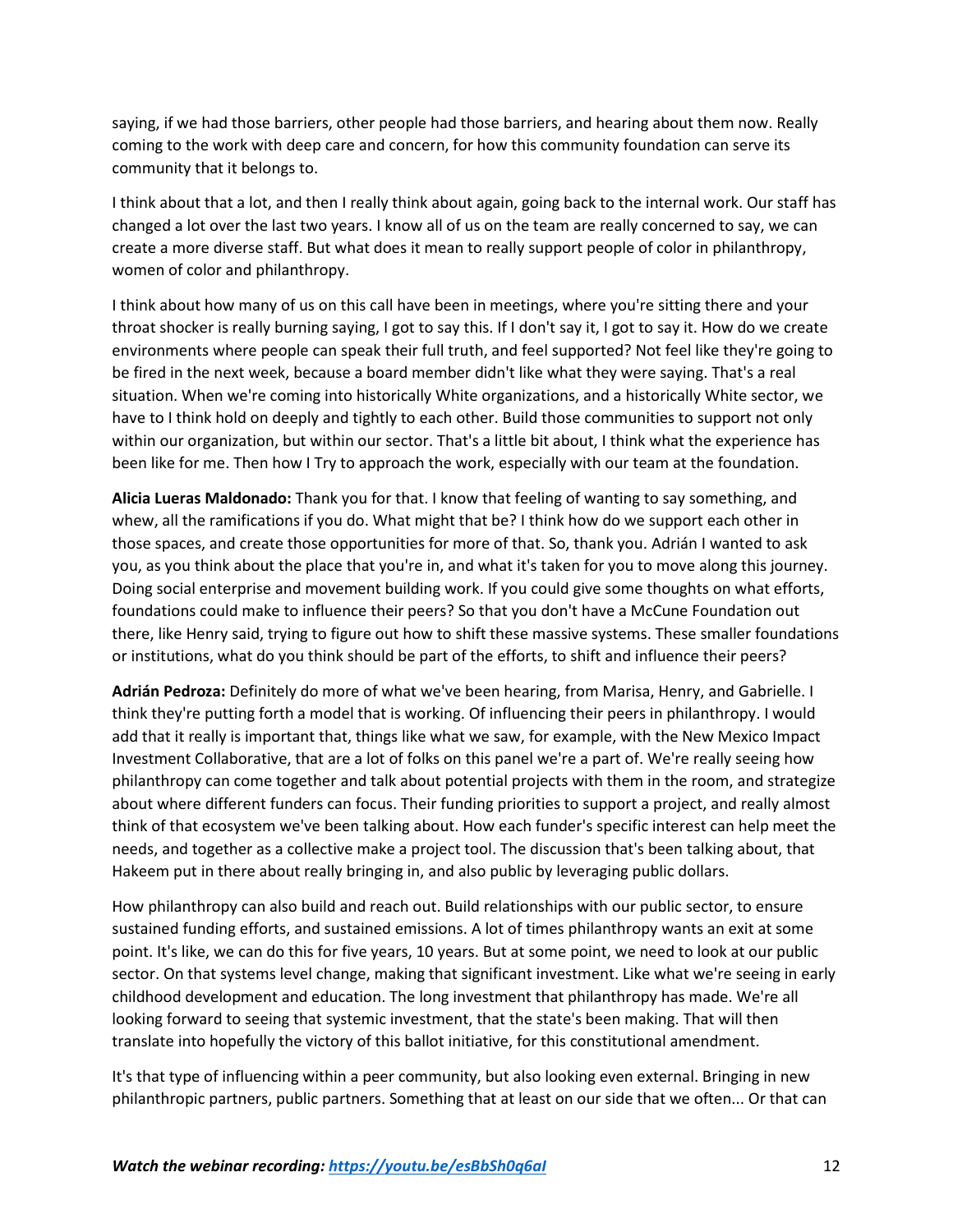saying, if we had those barriers, other people had those barriers, and hearing about them now. Really coming to the work with deep care and concern, for how this community foundation can serve its community that it belongs to.

I think about that a lot, and then I really think about again, going back to the internal work. Our staff has changed a lot over the last two years. I know all of us on the team are really concerned to say, we can create a more diverse staff. But what does it mean to really support people of color in philanthropy, women of color and philanthropy.

I think about how many of us on this call have been in meetings, where you're sitting there and your throat shocker is really burning saying, I got to say this. If I don't say it, I got to say it. How do we create environments where people can speak their full truth, and feel supported? Not feel like they're going to be fired in the next week, because a board member didn't like what they were saying. That's a real situation. When we're coming into historically White organizations, and a historically White sector, we have to I think hold on deeply and tightly to each other. Build those communities to support not only within our organization, but within our sector. That's a little bit about, I think what the experience has been like for me. Then how I Try to approach the work, especially with our team at the foundation.

**Alicia Lueras Maldonado:** Thank you for that. I know that feeling of wanting to say something, and whew, all the ramifications if you do. What might that be? I think how do we support each other in those spaces, and create those opportunities for more of that. So, thank you. Adrián I wanted to ask you, as you think about the place that you're in, and what it's taken for you to move along this journey. Doing social enterprise and movement building work. If you could give some thoughts on what efforts, foundations could make to influence their peers? So that you don't have a McCune Foundation out there, like Henry said, trying to figure out how to shift these massive systems. These smaller foundations or institutions, what do you think should be part of the efforts, to shift and influence their peers?

**Adrián Pedroza:** Definitely do more of what we've been hearing, from Marisa, Henry, and Gabrielle. I think they're putting forth a model that is working. Of influencing their peers in philanthropy. I would add that it really is important that, things like what we saw, for example, with the New Mexico Impact Investment Collaborative, that are a lot of folks on this panel we're a part of. We're really seeing how philanthropy can come together and talk about potential projects with them in the room, and strategize about where different funders can focus. Their funding priorities to support a project, and really almost think of that ecosystem we've been talking about. How each funder's specific interest can help meet the needs, and together as a collective make a project tool. The discussion that's been talking about, that Hakeem put in there about really bringing in, and also public by leveraging public dollars.

How philanthropy can also build and reach out. Build relationships with our public sector, to ensure sustained funding efforts, and sustained emissions. A lot of times philanthropy wants an exit at some point. It's like, we can do this for five years, 10 years. But at some point, we need to look at our public sector. On that systems level change, making that significant investment. Like what we're seeing in early childhood development and education. The long investment that philanthropy has made. We're all looking forward to seeing that systemic investment, that the state's been making. That will then translate into hopefully the victory of this ballot initiative, for this constitutional amendment.

It's that type of influencing within a peer community, but also looking even external. Bringing in new philanthropic partners, public partners. Something that at least on our side that we often... Or that can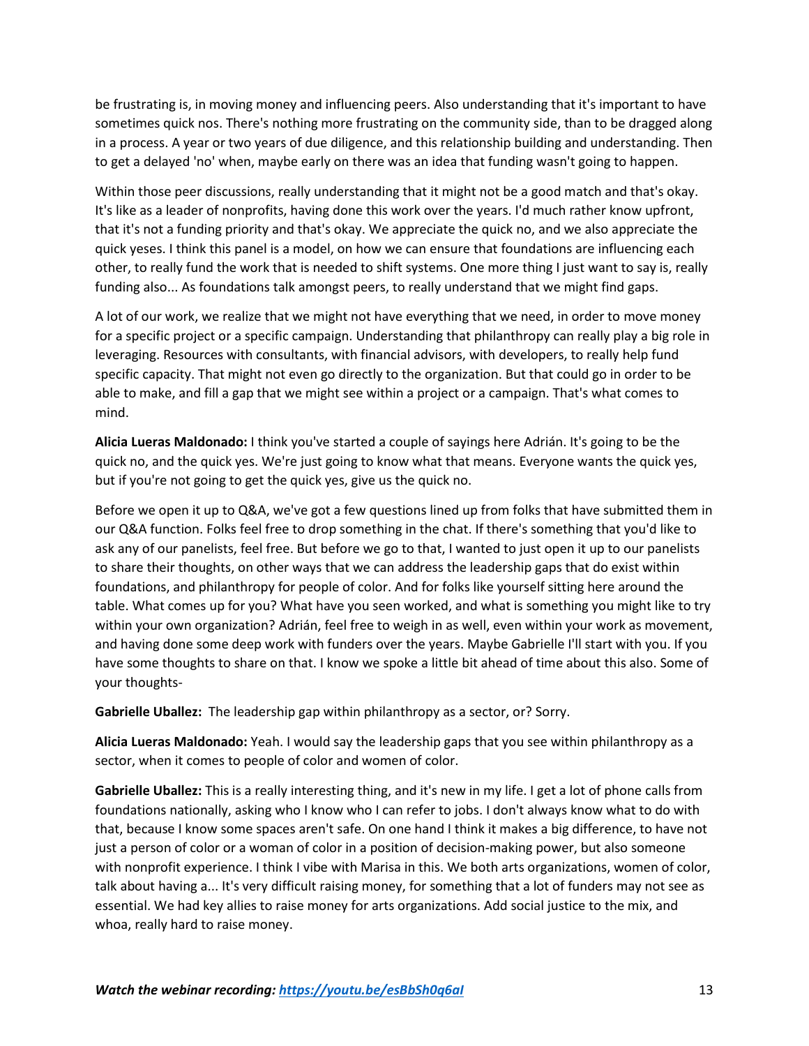be frustrating is, in moving money and influencing peers. Also understanding that it's important to have sometimes quick nos. There's nothing more frustrating on the community side, than to be dragged along in a process. A year or two years of due diligence, and this relationship building and understanding. Then to get a delayed 'no' when, maybe early on there was an idea that funding wasn't going to happen.

Within those peer discussions, really understanding that it might not be a good match and that's okay. It's like as a leader of nonprofits, having done this work over the years. I'd much rather know upfront, that it's not a funding priority and that's okay. We appreciate the quick no, and we also appreciate the quick yeses. I think this panel is a model, on how we can ensure that foundations are influencing each other, to really fund the work that is needed to shift systems. One more thing I just want to say is, really funding also... As foundations talk amongst peers, to really understand that we might find gaps.

A lot of our work, we realize that we might not have everything that we need, in order to move money for a specific project or a specific campaign. Understanding that philanthropy can really play a big role in leveraging. Resources with consultants, with financial advisors, with developers, to really help fund specific capacity. That might not even go directly to the organization. But that could go in order to be able to make, and fill a gap that we might see within a project or a campaign. That's what comes to mind.

**Alicia Lueras Maldonado:** I think you've started a couple of sayings here Adrián. It's going to be the quick no, and the quick yes. We're just going to know what that means. Everyone wants the quick yes, but if you're not going to get the quick yes, give us the quick no.

Before we open it up to Q&A, we've got a few questions lined up from folks that have submitted them in our Q&A function. Folks feel free to drop something in the chat. If there's something that you'd like to ask any of our panelists, feel free. But before we go to that, I wanted to just open it up to our panelists to share their thoughts, on other ways that we can address the leadership gaps that do exist within foundations, and philanthropy for people of color. And for folks like yourself sitting here around the table. What comes up for you? What have you seen worked, and what is something you might like to try within your own organization? Adrián, feel free to weigh in as well, even within your work as movement, and having done some deep work with funders over the years. Maybe Gabrielle I'll start with you. If you have some thoughts to share on that. I know we spoke a little bit ahead of time about this also. Some of your thoughts-

**Gabrielle Uballez:** The leadership gap within philanthropy as a sector, or? Sorry.

**Alicia Lueras Maldonado:** Yeah. I would say the leadership gaps that you see within philanthropy as a sector, when it comes to people of color and women of color.

**Gabrielle Uballez:** This is a really interesting thing, and it's new in my life. I get a lot of phone calls from foundations nationally, asking who I know who I can refer to jobs. I don't always know what to do with that, because I know some spaces aren't safe. On one hand I think it makes a big difference, to have not just a person of color or a woman of color in a position of decision-making power, but also someone with nonprofit experience. I think I vibe with Marisa in this. We both arts organizations, women of color, talk about having a... It's very difficult raising money, for something that a lot of funders may not see as essential. We had key allies to raise money for arts organizations. Add social justice to the mix, and whoa, really hard to raise money.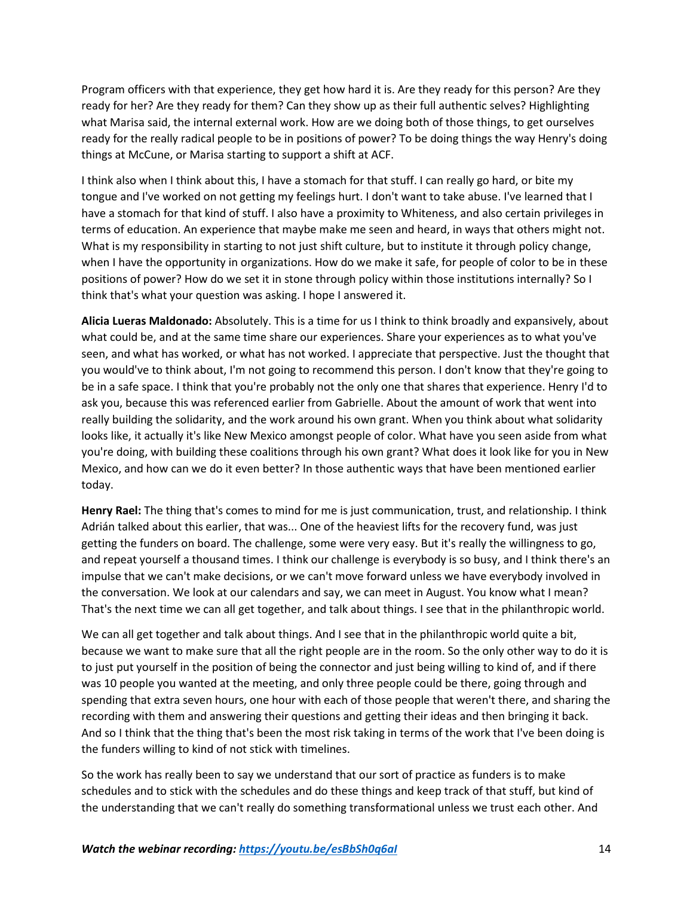Program officers with that experience, they get how hard it is. Are they ready for this person? Are they ready for her? Are they ready for them? Can they show up as their full authentic selves? Highlighting what Marisa said, the internal external work. How are we doing both of those things, to get ourselves ready for the really radical people to be in positions of power? To be doing things the way Henry's doing things at McCune, or Marisa starting to support a shift at ACF.

I think also when I think about this, I have a stomach for that stuff. I can really go hard, or bite my tongue and I've worked on not getting my feelings hurt. I don't want to take abuse. I've learned that I have a stomach for that kind of stuff. I also have a proximity to Whiteness, and also certain privileges in terms of education. An experience that maybe make me seen and heard, in ways that others might not. What is my responsibility in starting to not just shift culture, but to institute it through policy change, when I have the opportunity in organizations. How do we make it safe, for people of color to be in these positions of power? How do we set it in stone through policy within those institutions internally? So I think that's what your question was asking. I hope I answered it.

**Alicia Lueras Maldonado:** Absolutely. This is a time for us I think to think broadly and expansively, about what could be, and at the same time share our experiences. Share your experiences as to what you've seen, and what has worked, or what has not worked. I appreciate that perspective. Just the thought that you would've to think about, I'm not going to recommend this person. I don't know that they're going to be in a safe space. I think that you're probably not the only one that shares that experience. Henry I'd to ask you, because this was referenced earlier from Gabrielle. About the amount of work that went into really building the solidarity, and the work around his own grant. When you think about what solidarity looks like, it actually it's like New Mexico amongst people of color. What have you seen aside from what you're doing, with building these coalitions through his own grant? What does it look like for you in New Mexico, and how can we do it even better? In those authentic ways that have been mentioned earlier today.

**Henry Rael:** The thing that's comes to mind for me is just communication, trust, and relationship. I think Adrián talked about this earlier, that was... One of the heaviest lifts for the recovery fund, was just getting the funders on board. The challenge, some were very easy. But it's really the willingness to go, and repeat yourself a thousand times. I think our challenge is everybody is so busy, and I think there's an impulse that we can't make decisions, or we can't move forward unless we have everybody involved in the conversation. We look at our calendars and say, we can meet in August. You know what I mean? That's the next time we can all get together, and talk about things. I see that in the philanthropic world.

We can all get together and talk about things. And I see that in the philanthropic world quite a bit, because we want to make sure that all the right people are in the room. So the only other way to do it is to just put yourself in the position of being the connector and just being willing to kind of, and if there was 10 people you wanted at the meeting, and only three people could be there, going through and spending that extra seven hours, one hour with each of those people that weren't there, and sharing the recording with them and answering their questions and getting their ideas and then bringing it back. And so I think that the thing that's been the most risk taking in terms of the work that I've been doing is the funders willing to kind of not stick with timelines.

So the work has really been to say we understand that our sort of practice as funders is to make schedules and to stick with the schedules and do these things and keep track of that stuff, but kind of the understanding that we can't really do something transformational unless we trust each other. And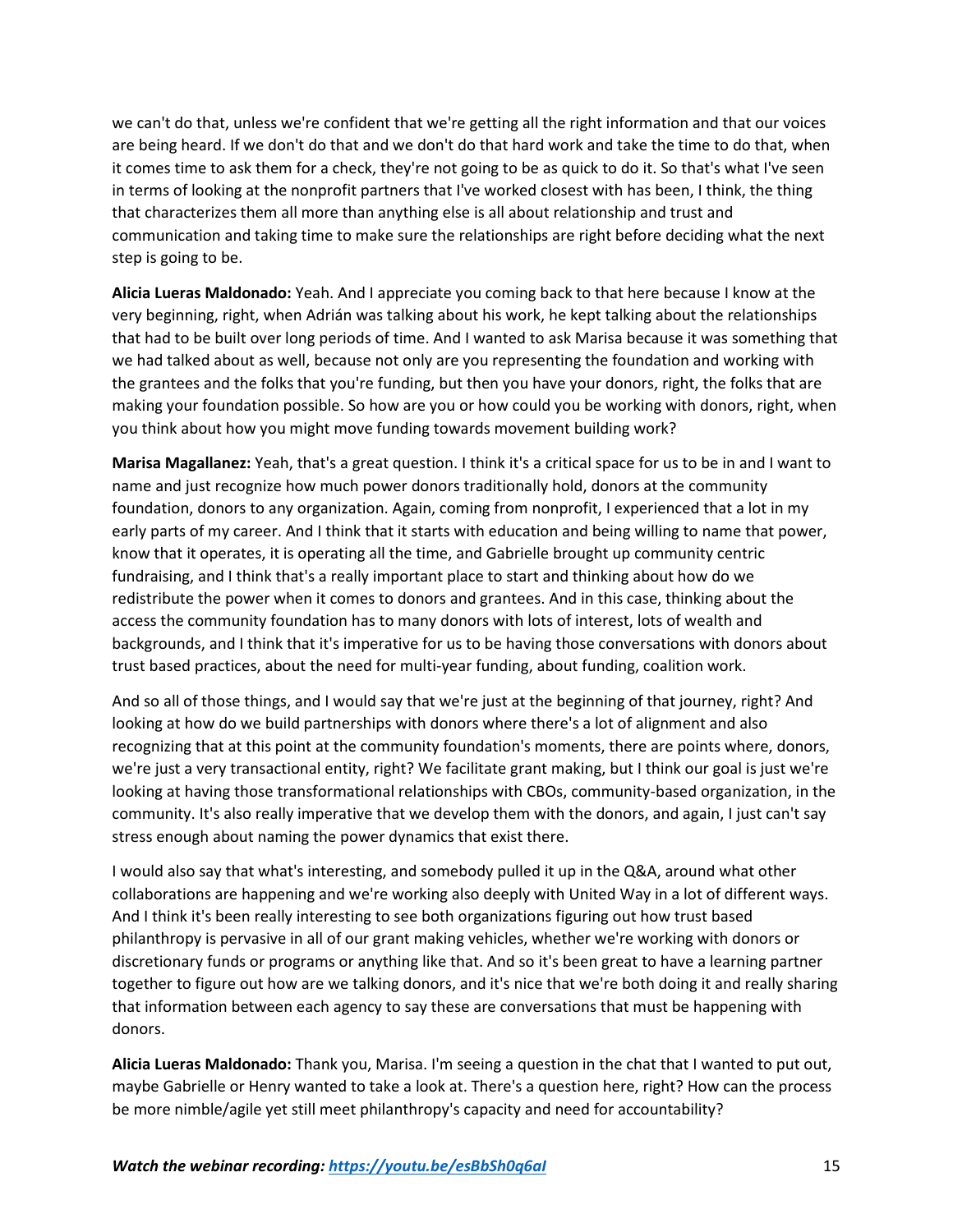we can't do that, unless we're confident that we're getting all the right information and that our voices are being heard. If we don't do that and we don't do that hard work and take the time to do that, when it comes time to ask them for a check, they're not going to be as quick to do it. So that's what I've seen in terms of looking at the nonprofit partners that I've worked closest with has been, I think, the thing that characterizes them all more than anything else is all about relationship and trust and communication and taking time to make sure the relationships are right before deciding what the next step is going to be.

**Alicia Lueras Maldonado:** Yeah. And I appreciate you coming back to that here because I know at the very beginning, right, when Adrián was talking about his work, he kept talking about the relationships that had to be built over long periods of time. And I wanted to ask Marisa because it was something that we had talked about as well, because not only are you representing the foundation and working with the grantees and the folks that you're funding, but then you have your donors, right, the folks that are making your foundation possible. So how are you or how could you be working with donors, right, when you think about how you might move funding towards movement building work?

**Marisa Magallanez:** Yeah, that's a great question. I think it's a critical space for us to be in and I want to name and just recognize how much power donors traditionally hold, donors at the community foundation, donors to any organization. Again, coming from nonprofit, I experienced that a lot in my early parts of my career. And I think that it starts with education and being willing to name that power, know that it operates, it is operating all the time, and Gabrielle brought up community centric fundraising, and I think that's a really important place to start and thinking about how do we redistribute the power when it comes to donors and grantees. And in this case, thinking about the access the community foundation has to many donors with lots of interest, lots of wealth and backgrounds, and I think that it's imperative for us to be having those conversations with donors about trust based practices, about the need for multi-year funding, about funding, coalition work.

And so all of those things, and I would say that we're just at the beginning of that journey, right? And looking at how do we build partnerships with donors where there's a lot of alignment and also recognizing that at this point at the community foundation's moments, there are points where, donors, we're just a very transactional entity, right? We facilitate grant making, but I think our goal is just we're looking at having those transformational relationships with CBOs, community-based organization, in the community. It's also really imperative that we develop them with the donors, and again, I just can't say stress enough about naming the power dynamics that exist there.

I would also say that what's interesting, and somebody pulled it up in the Q&A, around what other collaborations are happening and we're working also deeply with United Way in a lot of different ways. And I think it's been really interesting to see both organizations figuring out how trust based philanthropy is pervasive in all of our grant making vehicles, whether we're working with donors or discretionary funds or programs or anything like that. And so it's been great to have a learning partner together to figure out how are we talking donors, and it's nice that we're both doing it and really sharing that information between each agency to say these are conversations that must be happening with donors.

**Alicia Lueras Maldonado:** Thank you, Marisa. I'm seeing a question in the chat that I wanted to put out, maybe Gabrielle or Henry wanted to take a look at. There's a question here, right? How can the process be more nimble/agile yet still meet philanthropy's capacity and need for accountability?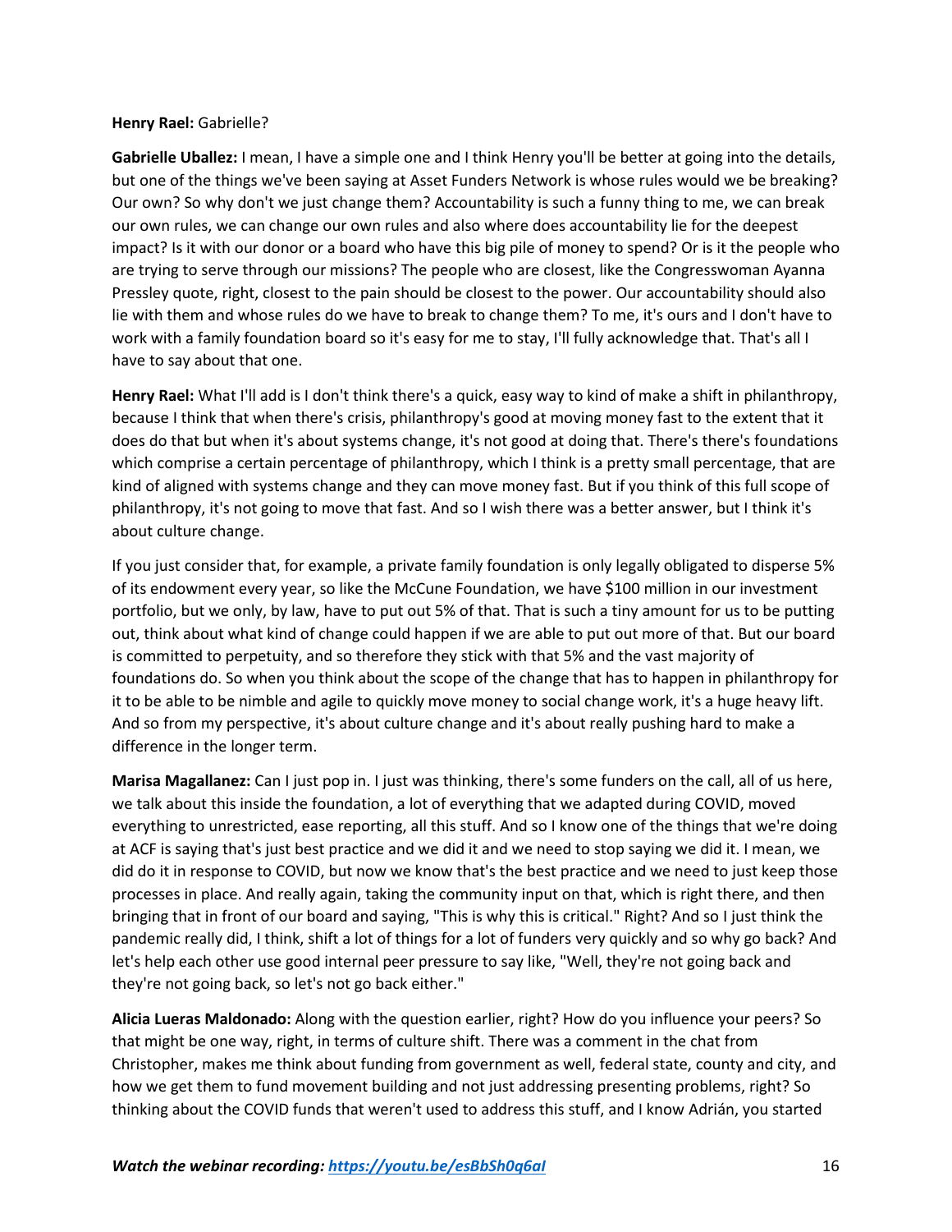**Henry Rael:** Gabrielle?

**Gabrielle Uballez:** I mean, I have a simple one and I think Henry you'll be better at going into the details, but one of the things we've been saying at Asset Funders Network is whose rules would we be breaking? Our own? So why don't we just change them? Accountability is such a funny thing to me, we can break our own rules, we can change our own rules and also where does accountability lie for the deepest impact? Is it with our donor or a board who have this big pile of money to spend? Or is it the people who are trying to serve through our missions? The people who are closest, like the Congresswoman Ayanna Pressley quote, right, closest to the pain should be closest to the power. Our accountability should also lie with them and whose rules do we have to break to change them? To me, it's ours and I don't have to work with a family foundation board so it's easy for me to stay, I'll fully acknowledge that. That's all I have to say about that one.

**Henry Rael:** What I'll add is I don't think there's a quick, easy way to kind of make a shift in philanthropy, because I think that when there's crisis, philanthropy's good at moving money fast to the extent that it does do that but when it's about systems change, it's not good at doing that. There's there's foundations which comprise a certain percentage of philanthropy, which I think is a pretty small percentage, that are kind of aligned with systems change and they can move money fast. But if you think of this full scope of philanthropy, it's not going to move that fast. And so I wish there was a better answer, but I think it's about culture change.

If you just consider that, for example, a private family foundation is only legally obligated to disperse 5% of its endowment every year, so like the McCune Foundation, we have $100 million in our investment portfolio, but we only, by law, have to put out 5% of that. That is such a tiny amount for us to be putting out, think about what kind of change could happen if we are able to put out more of that. But our board is committed to perpetuity, and so therefore they stick with that 5% and the vast majority of foundations do. So when you think about the scope of the change that has to happen in philanthropy for it to be able to be nimble and agile to quickly move money to social change work, it's a huge heavy lift. And so from my perspective, it's about culture change and it's about really pushing hard to make a difference in the longer term.

**Marisa Magallanez:** Can I just pop in. I just was thinking, there's some funders on the call, all of us here, we talk about this inside the foundation, a lot of everything that we adapted during COVID, moved everything to unrestricted, ease reporting, all this stuff. And so I know one of the things that we're doing at ACF is saying that's just best practice and we did it and we need to stop saying we did it. I mean, we did do it in response to COVID, but now we know that's the best practice and we need to just keep those processes in place. And really again, taking the community input on that, which is right there, and then bringing that in front of our board and saying, "This is why this is critical." Right? And so I just think the pandemic really did, I think, shift a lot of things for a lot of funders very quickly and so why go back? And let's help each other use good internal peer pressure to say like, "Well, they're not going back and they're not going back, so let's not go back either."

**Alicia Lueras Maldonado:** Along with the question earlier, right? How do you influence your peers? So that might be one way, right, in terms of culture shift. There was a comment in the chat from Christopher, makes me think about funding from government as well, federal state, county and city, and how we get them to fund movement building and not just addressing presenting problems, right? So thinking about the COVID funds that weren't used to address this stuff, and I know Adrián, you started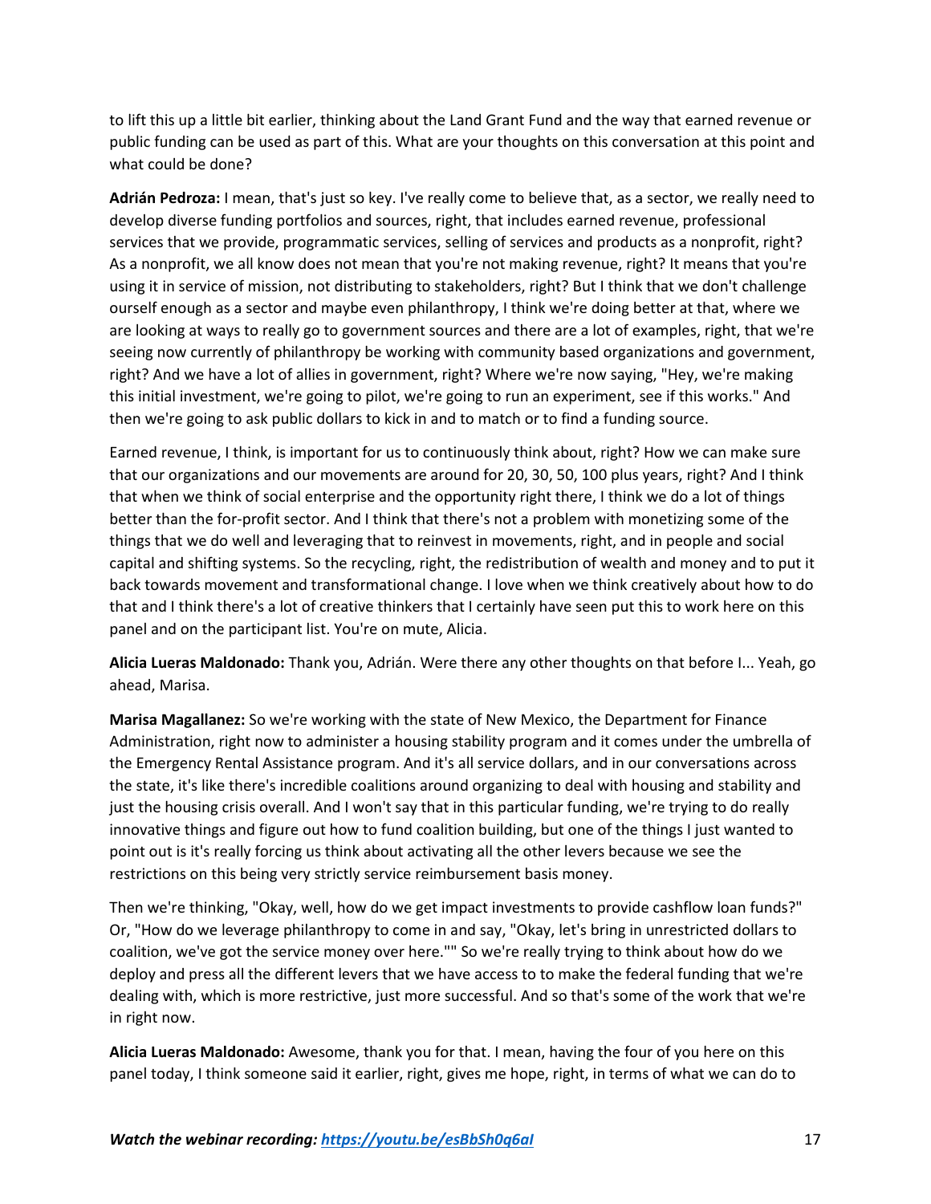to lift this up a little bit earlier, thinking about the Land Grant Fund and the way that earned revenue or public funding can be used as part of this. What are your thoughts on this conversation at this point and what could be done?

**Adrián Pedroza:** I mean, that's just so key. I've really come to believe that, as a sector, we really need to develop diverse funding portfolios and sources, right, that includes earned revenue, professional services that we provide, programmatic services, selling of services and products as a nonprofit, right? As a nonprofit, we all know does not mean that you're not making revenue, right? It means that you're using it in service of mission, not distributing to stakeholders, right? But I think that we don't challenge ourself enough as a sector and maybe even philanthropy, I think we're doing better at that, where we are looking at ways to really go to government sources and there are a lot of examples, right, that we're seeing now currently of philanthropy be working with community based organizations and government, right? And we have a lot of allies in government, right? Where we're now saying, "Hey, we're making this initial investment, we're going to pilot, we're going to run an experiment, see if this works." And then we're going to ask public dollars to kick in and to match or to find a funding source.

Earned revenue, I think, is important for us to continuously think about, right? How we can make sure that our organizations and our movements are around for 20, 30, 50, 100 plus years, right? And I think that when we think of social enterprise and the opportunity right there, I think we do a lot of things better than the for-profit sector. And I think that there's not a problem with monetizing some of the things that we do well and leveraging that to reinvest in movements, right, and in people and social capital and shifting systems. So the recycling, right, the redistribution of wealth and money and to put it back towards movement and transformational change. I love when we think creatively about how to do that and I think there's a lot of creative thinkers that I certainly have seen put this to work here on this panel and on the participant list. You're on mute, Alicia.

**Alicia Lueras Maldonado:** Thank you, Adrián. Were there any other thoughts on that before I... Yeah, go ahead, Marisa.

**Marisa Magallanez:** So we're working with the state of New Mexico, the Department for Finance Administration, right now to administer a housing stability program and it comes under the umbrella of the Emergency Rental Assistance program. And it's all service dollars, and in our conversations across the state, it's like there's incredible coalitions around organizing to deal with housing and stability and just the housing crisis overall. And I won't say that in this particular funding, we're trying to do really innovative things and figure out how to fund coalition building, but one of the things I just wanted to point out is it's really forcing us think about activating all the other levers because we see the restrictions on this being very strictly service reimbursement basis money.

Then we're thinking, "Okay, well, how do we get impact investments to provide cashflow loan funds?" Or, "How do we leverage philanthropy to come in and say, "Okay, let's bring in unrestricted dollars to coalition, we've got the service money over here."" So we're really trying to think about how do we deploy and press all the different levers that we have access to to make the federal funding that we're dealing with, which is more restrictive, just more successful. And so that's some of the work that we're in right now.

**Alicia Lueras Maldonado:** Awesome, thank you for that. I mean, having the four of you here on this panel today, I think someone said it earlier, right, gives me hope, right, in terms of what we can do to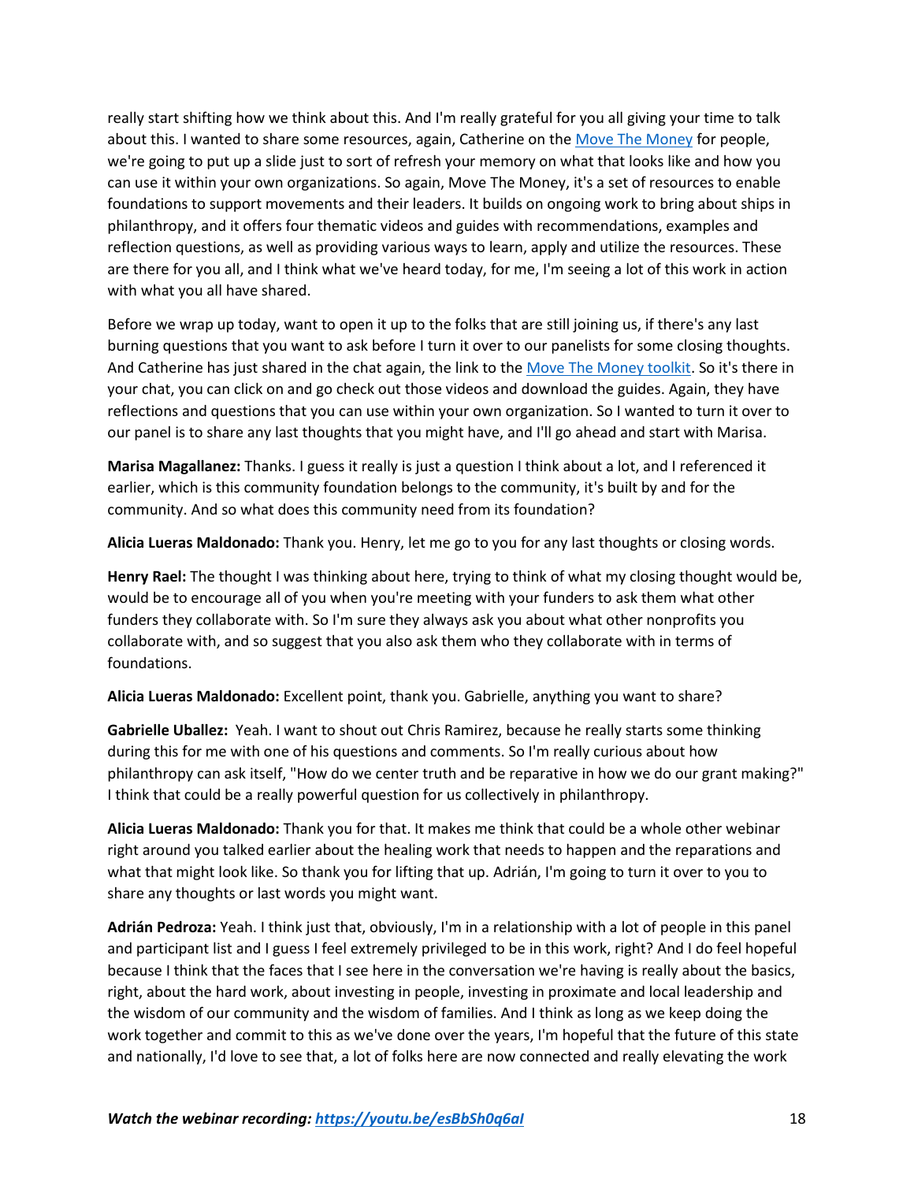really start shifting how we think about this. And I'm really grateful for you all giving your time to talk about this. I wanted to share some resources, again, Catherine on the [Move The Money](#) for people, we're going to put up a slide just to sort of refresh your memory on what that looks like and how you can use it within your own organizations. So again, Move The Money, it's a set of resources to enable foundations to support movements and their leaders. It builds on ongoing work to bring about ships in philanthropy, and it offers four thematic videos and guides with recommendations, examples and reflection questions, as well as providing various ways to learn, apply and utilize the resources. These are there for you all, and I think what we've heard today, for me, I'm seeing a lot of this work in action with what you all have shared.

Before we wrap up today, want to open it up to the folks that are still joining us, if there's any last burning questions that you want to ask before I turn it over to our panelists for some closing thoughts. And Catherine has just shared in the chat again, the link to the [Move The Money toolkit](#). So it's there in your chat, you can click on and go check out those videos and download the guides. Again, they have reflections and questions that you can use within your own organization. So I wanted to turn it over to our panel is to share any last thoughts that you might have, and I'll go ahead and start with Marisa.

**Marisa Magallanez:** Thanks. I guess it really is just a question I think about a lot, and I referenced it earlier, which is this community foundation belongs to the community, it's built by and for the community. And so what does this community need from its foundation?

**Alicia Lueras Maldonado:** Thank you. Henry, let me go to you for any last thoughts or closing words.

**Henry Rael:** The thought I was thinking about here, trying to think of what my closing thought would be, would be to encourage all of you when you're meeting with your funders to ask them what other funders they collaborate with. So I'm sure they always ask you about what other nonprofits you collaborate with, and so suggest that you also ask them who they collaborate with in terms of foundations.

**Alicia Lueras Maldonado:** Excellent point, thank you. Gabrielle, anything you want to share?

**Gabrielle Uballez:** Yeah. I want to shout out Chris Ramirez, because he really starts some thinking during this for me with one of his questions and comments. So I'm really curious about how philanthropy can ask itself, "How do we center truth and be reparative in how we do our grant making?" I think that could be a really powerful question for us collectively in philanthropy.

**Alicia Lueras Maldonado:** Thank you for that. It makes me think that could be a whole other webinar right around you talked earlier about the healing work that needs to happen and the reparations and what that might look like. So thank you for lifting that up. Adrián, I'm going to turn it over to you to share any thoughts or last words you might want.

**Adrián Pedroza:** Yeah. I think just that, obviously, I'm in a relationship with a lot of people in this panel and participant list and I guess I feel extremely privileged to be in this work, right? And I do feel hopeful because I think that the faces that I see here in the conversation we're having is really about the basics, right, about the hard work, about investing in people, investing in proximate and local leadership and the wisdom of our community and the wisdom of families. And I think as long as we keep doing the work together and commit to this as we've done over the years, I'm hopeful that the future of this state and nationally, I'd love to see that, a lot of folks here are now connected and really elevating the work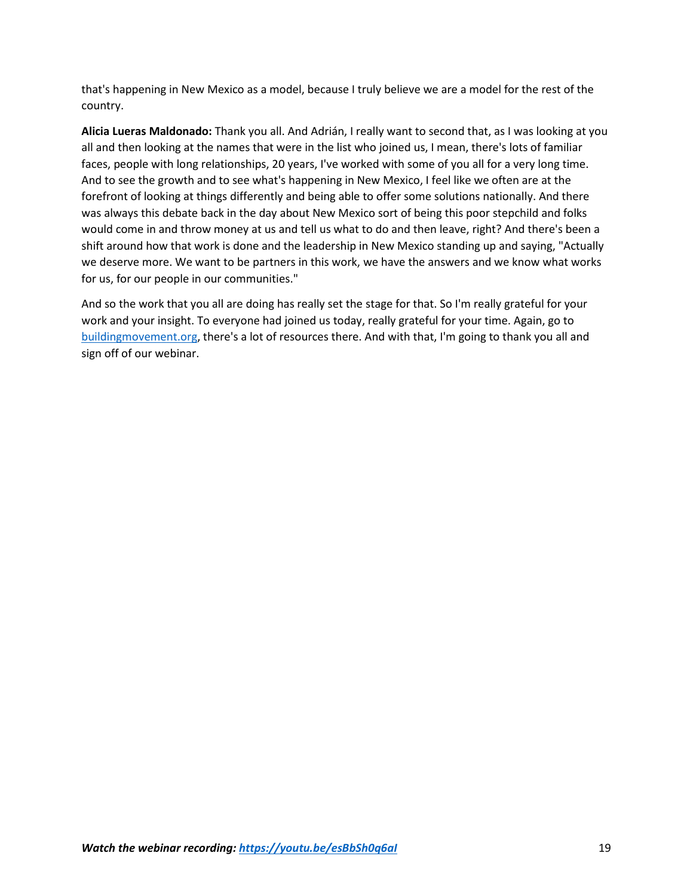that's happening in New Mexico as a model, because I truly believe we are a model for the rest of the country.

**Alicia Lueras Maldonado:** Thank you all. And Adrián, I really want to second that, as I was looking at you all and then looking at the names that were in the list who joined us, I mean, there's lots of familiar faces, people with long relationships, 20 years, I've worked with some of you all for a very long time. And to see the growth and to see what's happening in New Mexico, I feel like we often are at the forefront of looking at things differently and being able to offer some solutions nationally. And there was always this debate back in the day about New Mexico sort of being this poor stepchild and folks would come in and throw money at us and tell us what to do and then leave, right? And there's been a shift around how that work is done and the leadership in New Mexico standing up and saying, "Actually we deserve more. We want to be partners in this work, we have the answers and we know what works for us, for our people in our communities."

And so the work that you all are doing has really set the stage for that. So I'm really grateful for your work and your insight. To everyone had joined us today, really grateful for your time. Again, go to [buildingmovement.org](buildingmovement.org), there's a lot of resources there. And with that, I'm going to thank you all and sign off of our webinar.